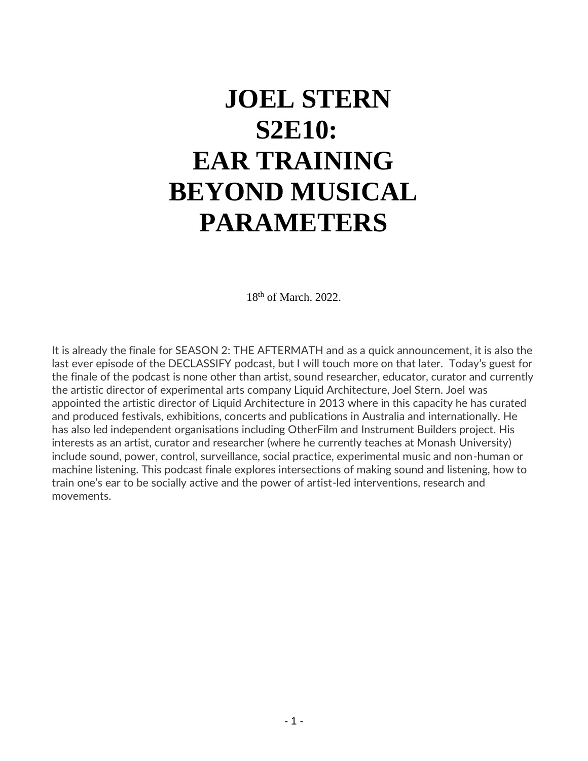# JOEL STERN S2E10: EAR TRAINING BEYOND MUSICAL PARAMETERS

18th of March. 2022.

It is already the finale for SEASON 2: THE AFTERMATH and as a quick announcement, it is also the last ever episode of the DECLASSIFY podcast, but I will touch more on that later. Today's guest for the finale of the podcast is none other than artist, sound researcher, educator, curator and currently the artistic director of experimental arts company Liquid Architecture, Joel Stern. Joel was appointed the artistic director of Liquid Architecture in 2013 where in this capacity he has curated and produced festivals, exhibitions, concerts and publications in Australia and internationally. He has also led independent organisations including OtherFilm and Instrument Builders project. His interests as an artist, curator and researcher (where he currently teaches at Monash University) include sound, power, control, surveillance, social practice, experimental music and non-human or machine listening. This podcast finale explores intersections of making sound and listening, how to train one's ear to be socially active and the power of artist-led interventions, research and movements.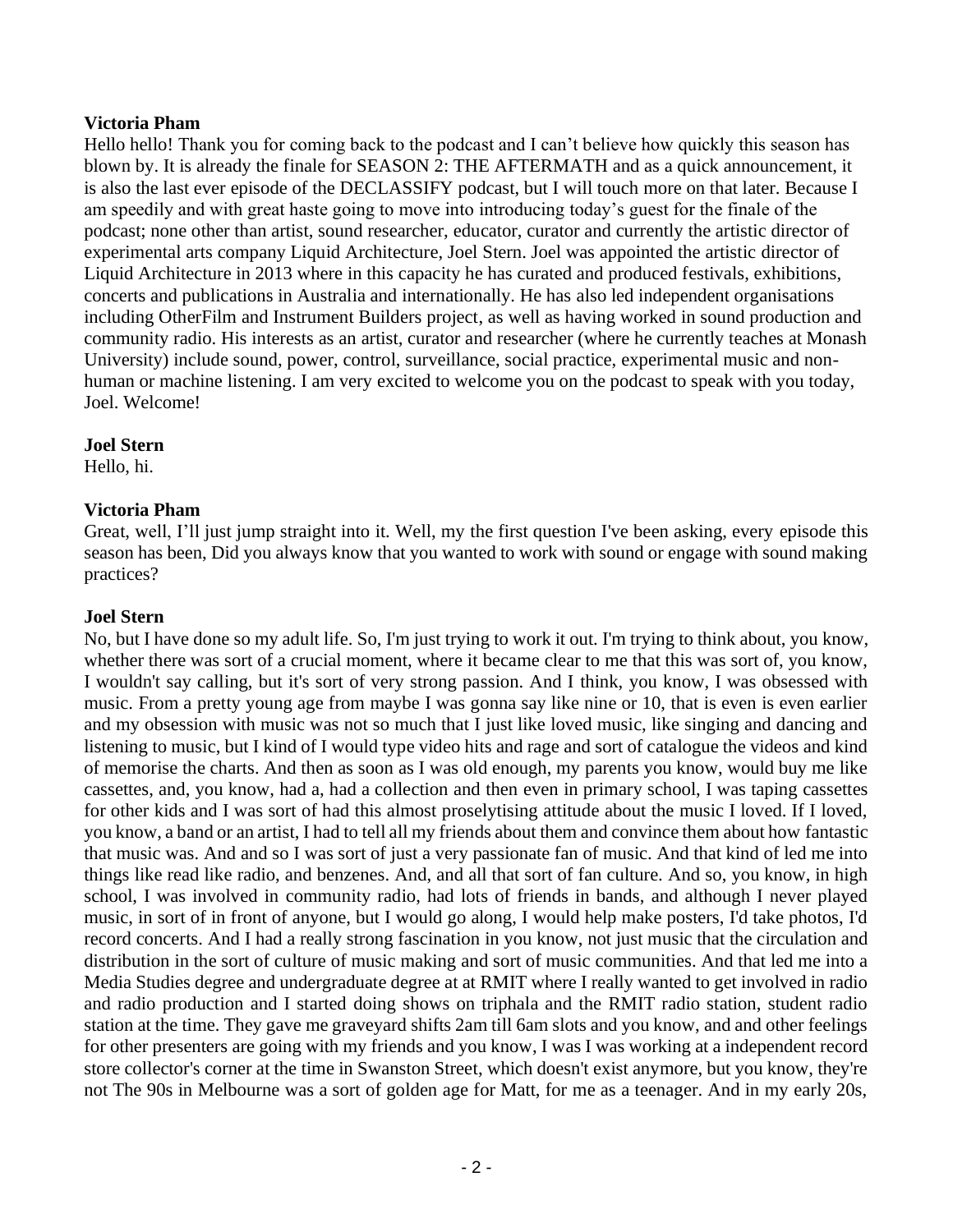**Victoria Pham**

Hello hello! Thank you for coming back to the podcast and I can't believe how quickly this season has blown by. It is already the finale for SEASON 2: THE AFTERMATH and as a quick announcement, it is also the last ever episode of the DECLASSIFY podcast, but I will touch more on that later. Because I am speedily and with great haste going to move into introducing today's guest for the finale of the podcast; none other than artist, sound researcher, educator, curator and currently the artistic director of experimental arts company Liquid Architecture, Joel Stern. Joel was appointed the artistic director of Liquid Architecture in 2013 where in this capacity he has curated and produced festivals, exhibitions, concerts and publications in Australia and internationally. He has also led independent organisations including OtherFilm and Instrument Builders project, as well as having worked in sound production and community radio. His interests as an artist, curator and researcher (where he currently teaches at Monash University) include sound, power, control, surveillance, social practice, experimental music and non-human or machine listening. I am very excited to welcome you on the podcast to speak with you today, Joel. Welcome!

**Joel Stern**

Hello, hi.

**Victoria Pham**

Great, well, I'll just jump straight into it. Well, my the first question I've been asking, every episode this season has been, Did you always know that you wanted to work with sound or engage with sound making practices?

**Joel Stern**

No, but I have done so my adult life. So, I'm just trying to work it out. I'm trying to think about, you know, whether there was sort of a crucial moment, where it became clear to me that this was sort of, you know, I wouldn't say calling, but it's sort of very strong passion. And I think, you know, I was obsessed with music. From a pretty young age from maybe I was gonna say like nine or 10, that is even is even earlier and my obsession with music was not so much that I just like loved music, like singing and dancing and listening to music, but I kind of I would type video hits and rage and sort of catalogue the videos and kind of memorise the charts. And then as soon as I was old enough, my parents you know, would buy me like cassettes, and, you know, had a, had a collection and then even in primary school, I was taping cassettes for other kids and I was sort of had this almost proselytising attitude about the music I loved. If I loved, you know, a band or an artist, I had to tell all my friends about them and convince them about how fantastic that music was. And and so I was sort of just a very passionate fan of music. And that kind of led me into things like read like radio, and benzenes. And, and all that sort of fan culture. And so, you know, in high school, I was involved in community radio, had lots of friends in bands, and although I never played music, in sort of in front of anyone, but I would go along, I would help make posters, I'd take photos, I'd record concerts. And I had a really strong fascination in you know, not just music that the circulation and distribution in the sort of culture of music making and sort of music communities. And that led me into a Media Studies degree and undergraduate degree at at RMIT where I really wanted to get involved in radio and radio production and I started doing shows on triphala and the RMIT radio station, student radio station at the time. They gave me graveyard shifts 2am till 6am slots and you know, and and other feelings for other presenters are going with my friends and you know, I was I was working at a independent record store collector's corner at the time in Swanston Street, which doesn't exist anymore, but you know, they're not The 90s in Melbourne was a sort of golden age for Matt, for me as a teenager. And in my early 20s,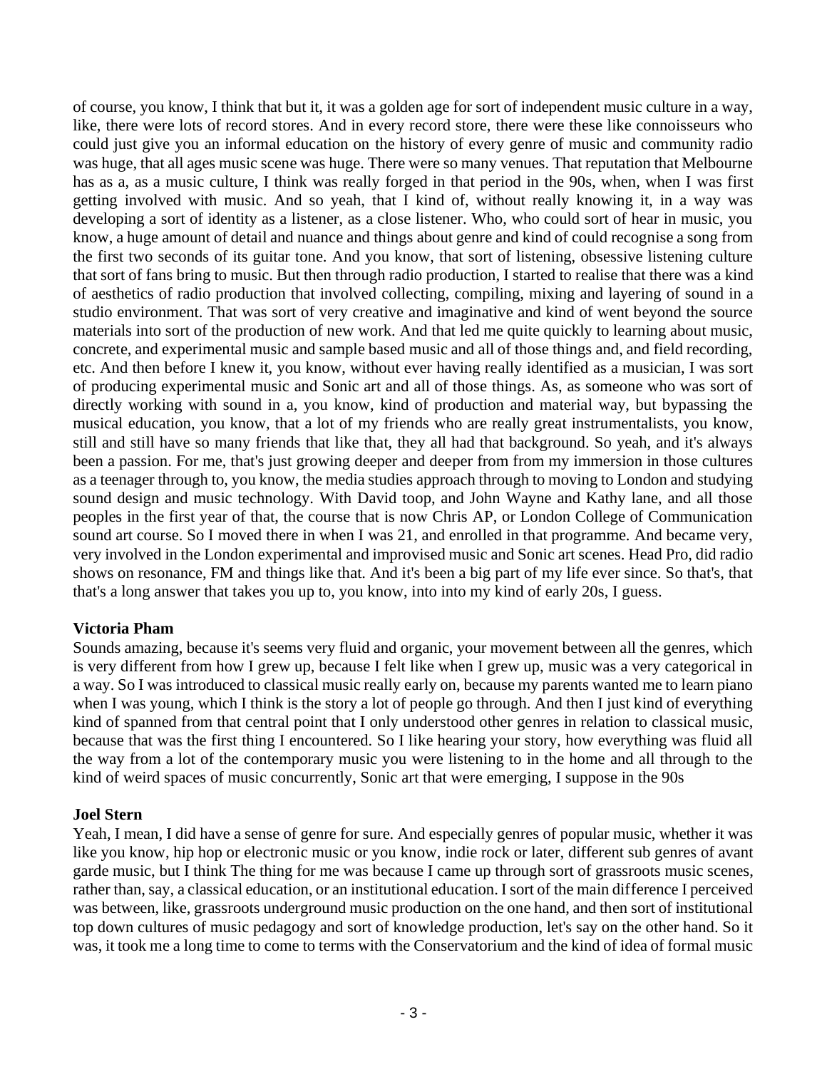of course, you know, I think that but it, it was a golden age for sort of independent music culture in a way, like, there were lots of record stores. And in every record store, there were these like connoisseurs who could just give you an informal education on the history of every genre of music and community radio was huge, that all ages music scene was huge. There were so many venues. That reputation that Melbourne has as a, as a music culture, I think was really forged in that period in the 90s, when, when I was first getting involved with music. And so yeah, that I kind of, without really knowing it, in a way was developing a sort of identity as a listener, as a close listener. Who, who could sort of hear in music, you know, a huge amount of detail and nuance and things about genre and kind of could recognise a song from the first two seconds of its guitar tone. And you know, that sort of listening, obsessive listening culture that sort of fans bring to music. But then through radio production, I started to realise that there was a kind of aesthetics of radio production that involved collecting, compiling, mixing and layering of sound in a studio environment. That was sort of very creative and imaginative and kind of went beyond the source materials into sort of the production of new work. And that led me quite quickly to learning about music, concrete, and experimental music and sample based music and all of those things and, and field recording, etc. And then before I knew it, you know, without ever having really identified as a musician, I was sort of producing experimental music and Sonic art and all of those things. As, as someone who was sort of directly working with sound in a, you know, kind of production and material way, but bypassing the musical education, you know, that a lot of my friends who are really great instrumentalists, you know, still and still have so many friends that like that, they all had that background. So yeah, and it's always been a passion. For me, that's just growing deeper and deeper from from my immersion in those cultures as a teenager through to, you know, the media studies approach through to moving to London and studying sound design and music technology. With David toop, and John Wayne and Kathy lane, and all those peoples in the first year of that, the course that is now Chris AP, or London College of Communication sound art course. So I moved there in when I was 21, and enrolled in that programme. And became very, very involved in the London experimental and improvised music and Sonic art scenes. Head Pro, did radio shows on resonance, FM and things like that. And it's been a big part of my life ever since. So that's, that that's a long answer that takes you up to, you know, into into my kind of early 20s, I guess.

**Victoria Pham**

Sounds amazing, because it's seems very fluid and organic, your movement between all the genres, which is very different from how I grew up, because I felt like when I grew up, music was a very categorical in a way. So I was introduced to classical music really early on, because my parents wanted me to learn piano when I was young, which I think is the story a lot of people go through. And then I just kind of everything kind of spanned from that central point that I only understood other genres in relation to classical music, because that was the first thing I encountered. So I like hearing your story, how everything was fluid all the way from a lot of the contemporary music you were listening to in the home and all through to the kind of weird spaces of music concurrently, Sonic art that were emerging, I suppose in the 90s

**Joel Stern**

Yeah, I mean, I did have a sense of genre for sure. And especially genres of popular music, whether it was like you know, hip hop or electronic music or you know, indie rock or later, different sub genres of avant garde music, but I think The thing for me was because I came up through sort of grassroots music scenes, rather than, say, a classical education, or an institutional education. I sort of the main difference I perceived was between, like, grassroots underground music production on the one hand, and then sort of institutional top down cultures of music pedagogy and sort of knowledge production, let's say on the other hand. So it was, it took me a long time to come to terms with the Conservatorium and the kind of idea of formal music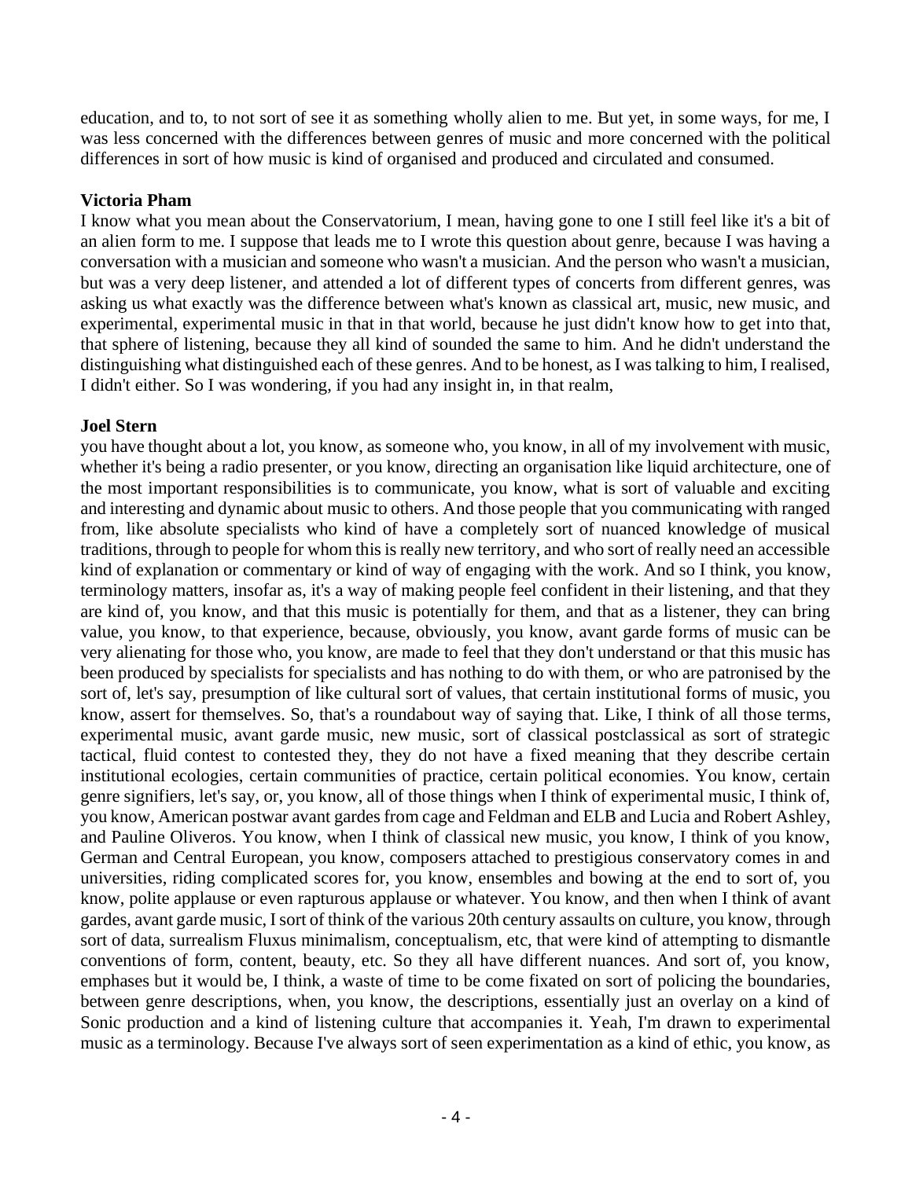education, and to, to not sort of see it as something wholly alien to me. But yet, in some ways, for me, I was less concerned with the differences between genres of music and more concerned with the political differences in sort of how music is kind of organised and produced and circulated and consumed.

**Victoria Pham**
I know what you mean about the Conservatorium, I mean, having gone to one I still feel like it's a bit of an alien form to me. I suppose that leads me to I wrote this question about genre, because I was having a conversation with a musician and someone who wasn't a musician. And the person who wasn't a musician, but was a very deep listener, and attended a lot of different types of concerts from different genres, was asking us what exactly was the difference between what's known as classical art, music, new music, and experimental, experimental music in that in that world, because he just didn't know how to get into that, that sphere of listening, because they all kind of sounded the same to him. And he didn't understand the distinguishing what distinguished each of these genres. And to be honest, as I was talking to him, I realised, I didn't either. So I was wondering, if you had any insight in, in that realm,

**Joel Stern**
you have thought about a lot, you know, as someone who, you know, in all of my involvement with music, whether it's being a radio presenter, or you know, directing an organisation like liquid architecture, one of the most important responsibilities is to communicate, you know, what is sort of valuable and exciting and interesting and dynamic about music to others. And those people that you communicating with ranged from, like absolute specialists who kind of have a completely sort of nuanced knowledge of musical traditions, through to people for whom this is really new territory, and who sort of really need an accessible kind of explanation or commentary or kind of way of engaging with the work. And so I think, you know, terminology matters, insofar as, it's a way of making people feel confident in their listening, and that they are kind of, you know, and that this music is potentially for them, and that as a listener, they can bring value, you know, to that experience, because, obviously, you know, avant garde forms of music can be very alienating for those who, you know, are made to feel that they don't understand or that this music has been produced by specialists for specialists and has nothing to do with them, or who are patronised by the sort of, let's say, presumption of like cultural sort of values, that certain institutional forms of music, you know, assert for themselves. So, that's a roundabout way of saying that. Like, I think of all those terms, experimental music, avant garde music, new music, sort of classical postclassical as sort of strategic tactical, fluid contest to contested they, they do not have a fixed meaning that they describe certain institutional ecologies, certain communities of practice, certain political economies. You know, certain genre signifiers, let's say, or, you know, all of those things when I think of experimental music, I think of, you know, American postwar avant gardes from cage and Feldman and ELB and Lucia and Robert Ashley, and Pauline Oliveros. You know, when I think of classical new music, you know, I think of you know, German and Central European, you know, composers attached to prestigious conservatory comes in and universities, riding complicated scores for, you know, ensembles and bowing at the end to sort of, you know, polite applause or even rapturous applause or whatever. You know, and then when I think of avant gardes, avant garde music, I sort of think of the various 20th century assaults on culture, you know, through sort of data, surrealism Fluxus minimalism, conceptualism, etc, that were kind of attempting to dismantle conventions of form, content, beauty, etc. So they all have different nuances. And sort of, you know, emphases but it would be, I think, a waste of time to be come fixated on sort of policing the boundaries, between genre descriptions, when, you know, the descriptions, essentially just an overlay on a kind of Sonic production and a kind of listening culture that accompanies it. Yeah, I'm drawn to experimental music as a terminology. Because I've always sort of seen experimentation as a kind of ethic, you know, as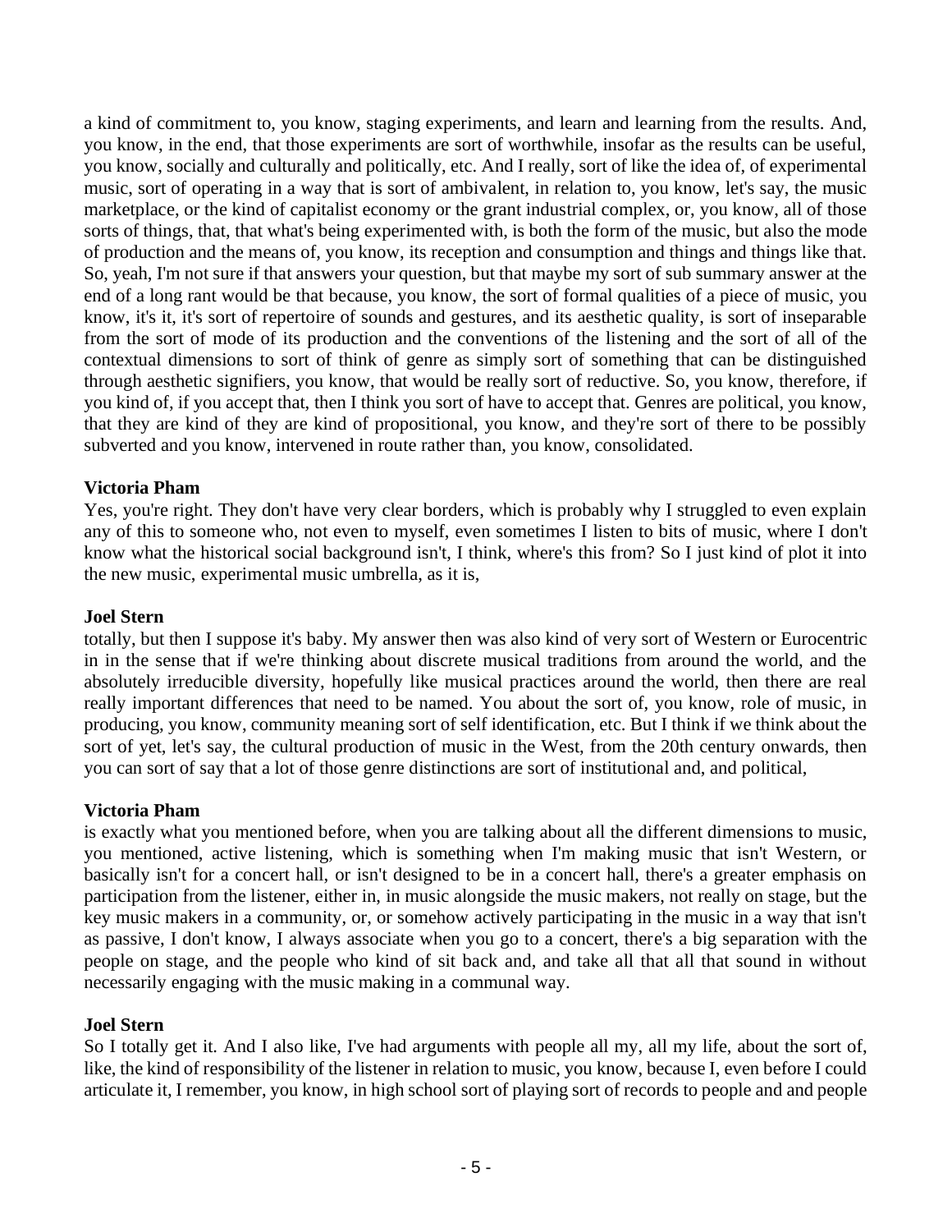a kind of commitment to, you know, staging experiments, and learn and learning from the results. And, you know, in the end, that those experiments are sort of worthwhile, insofar as the results can be useful, you know, socially and culturally and politically, etc. And I really, sort of like the idea of, of experimental music, sort of operating in a way that is sort of ambivalent, in relation to, you know, let's say, the music marketplace, or the kind of capitalist economy or the grant industrial complex, or, you know, all of those sorts of things, that, that what's being experimented with, is both the form of the music, but also the mode of production and the means of, you know, its reception and consumption and things and things like that. So, yeah, I'm not sure if that answers your question, but that maybe my sort of sub summary answer at the end of a long rant would be that because, you know, the sort of formal qualities of a piece of music, you know, it's it, it's sort of repertoire of sounds and gestures, and its aesthetic quality, is sort of inseparable from the sort of mode of its production and the conventions of the listening and the sort of all of the contextual dimensions to sort of think of genre as simply sort of something that can be distinguished through aesthetic signifiers, you know, that would be really sort of reductive. So, you know, therefore, if you kind of, if you accept that, then I think you sort of have to accept that. Genres are political, you know, that they are kind of they are kind of propositional, you know, and they're sort of there to be possibly subverted and you know, intervened in route rather than, you know, consolidated.

**Victoria Pham**
Yes, you're right. They don't have very clear borders, which is probably why I struggled to even explain any of this to someone who, not even to myself, even sometimes I listen to bits of music, where I don't know what the historical social background isn't, I think, where's this from? So I just kind of plot it into the new music, experimental music umbrella, as it is,

**Joel Stern**
totally, but then I suppose it's baby. My answer then was also kind of very sort of Western or Eurocentric in in the sense that if we're thinking about discrete musical traditions from around the world, and the absolutely irreducible diversity, hopefully like musical practices around the world, then there are real really important differences that need to be named. You about the sort of, you know, role of music, in producing, you know, community meaning sort of self identification, etc. But I think if we think about the sort of yet, let's say, the cultural production of music in the West, from the 20th century onwards, then you can sort of say that a lot of those genre distinctions are sort of institutional and, and political,

**Victoria Pham**
is exactly what you mentioned before, when you are talking about all the different dimensions to music, you mentioned, active listening, which is something when I'm making music that isn't Western, or basically isn't for a concert hall, or isn't designed to be in a concert hall, there's a greater emphasis on participation from the listener, either in, in music alongside the music makers, not really on stage, but the key music makers in a community, or, or somehow actively participating in the music in a way that isn't as passive, I don't know, I always associate when you go to a concert, there's a big separation with the people on stage, and the people who kind of sit back and, and take all that all that sound in without necessarily engaging with the music making in a communal way.

**Joel Stern**
So I totally get it. And I also like, I've had arguments with people all my, all my life, about the sort of, like, the kind of responsibility of the listener in relation to music, you know, because I, even before I could articulate it, I remember, you know, in high school sort of playing sort of records to people and and people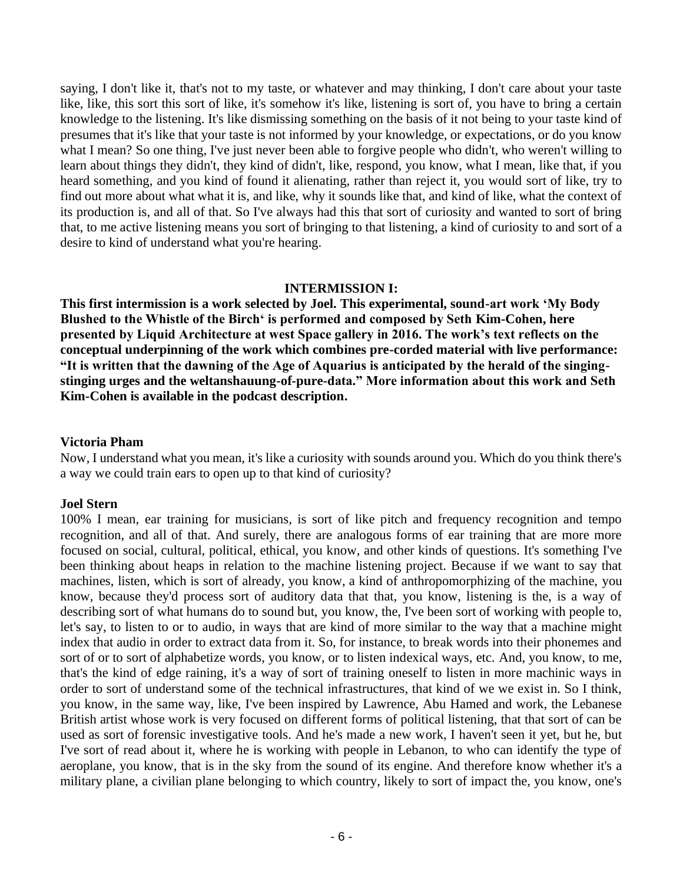saying, I don't like it, that's not to my taste, or whatever and may thinking, I don't care about your taste like, like, this sort this sort of like, it's somehow it's like, listening is sort of, you have to bring a certain knowledge to the listening. It's like dismissing something on the basis of it not being to your taste kind of presumes that it's like that your taste is not informed by your knowledge, or expectations, or do you know what I mean? So one thing, I've just never been able to forgive people who didn't, who weren't willing to learn about things they didn't, they kind of didn't, like, respond, you know, what I mean, like that, if you heard something, and you kind of found it alienating, rather than reject it, you would sort of like, try to find out more about what what it is, and like, why it sounds like that, and kind of like, what the context of its production is, and all of that. So I've always had this that sort of curiosity and wanted to sort of bring that, to me active listening means you sort of bringing to that listening, a kind of curiosity to and sort of a desire to kind of understand what you're hearing.

**INTERMISSION I:**

**This first intermission is a work selected by Joel. This experimental, sound-art work 'My Body Blushed to the Whistle of the Birch' is performed and composed by Seth Kim-Cohen, here presented by Liquid Architecture at west Space gallery in 2016. The work's text reflects on the conceptual underpinning of the work which combines pre-corded material with live performance: "It is written that the dawning of the Age of Aquarius is anticipated by the herald of the singing-stinging urges and the weltanshauung-of-pure-data." More information about this work and Seth Kim-Cohen is available in the podcast description.**

**Victoria Pham**

Now, I understand what you mean, it's like a curiosity with sounds around you. Which do you think there's a way we could train ears to open up to that kind of curiosity?

**Joel Stern**

100% I mean, ear training for musicians, is sort of like pitch and frequency recognition and tempo recognition, and all of that. And surely, there are analogous forms of ear training that are more more focused on social, cultural, political, ethical, you know, and other kinds of questions. It's something I've been thinking about heaps in relation to the machine listening project. Because if we want to say that machines, listen, which is sort of already, you know, a kind of anthropomorphizing of the machine, you know, because they'd process sort of auditory data that that, you know, listening is the, is a way of describing sort of what humans do to sound but, you know, the, I've been sort of working with people to, let's say, to listen to or to audio, in ways that are kind of more similar to the way that a machine might index that audio in order to extract data from it. So, for instance, to break words into their phonemes and sort of or to sort of alphabetize words, you know, or to listen indexical ways, etc. And, you know, to me, that's the kind of edge raining, it's a way of sort of training oneself to listen in more machinic ways in order to sort of understand some of the technical infrastructures, that kind of we we exist in. So I think, you know, in the same way, like, I've been inspired by Lawrence, Abu Hamed and work, the Lebanese British artist whose work is very focused on different forms of political listening, that that sort of can be used as sort of forensic investigative tools. And he's made a new work, I haven't seen it yet, but he, but I've sort of read about it, where he is working with people in Lebanon, to who can identify the type of aeroplane, you know, that is in the sky from the sound of its engine. And therefore know whether it's a military plane, a civilian plane belonging to which country, likely to sort of impact the, you know, one's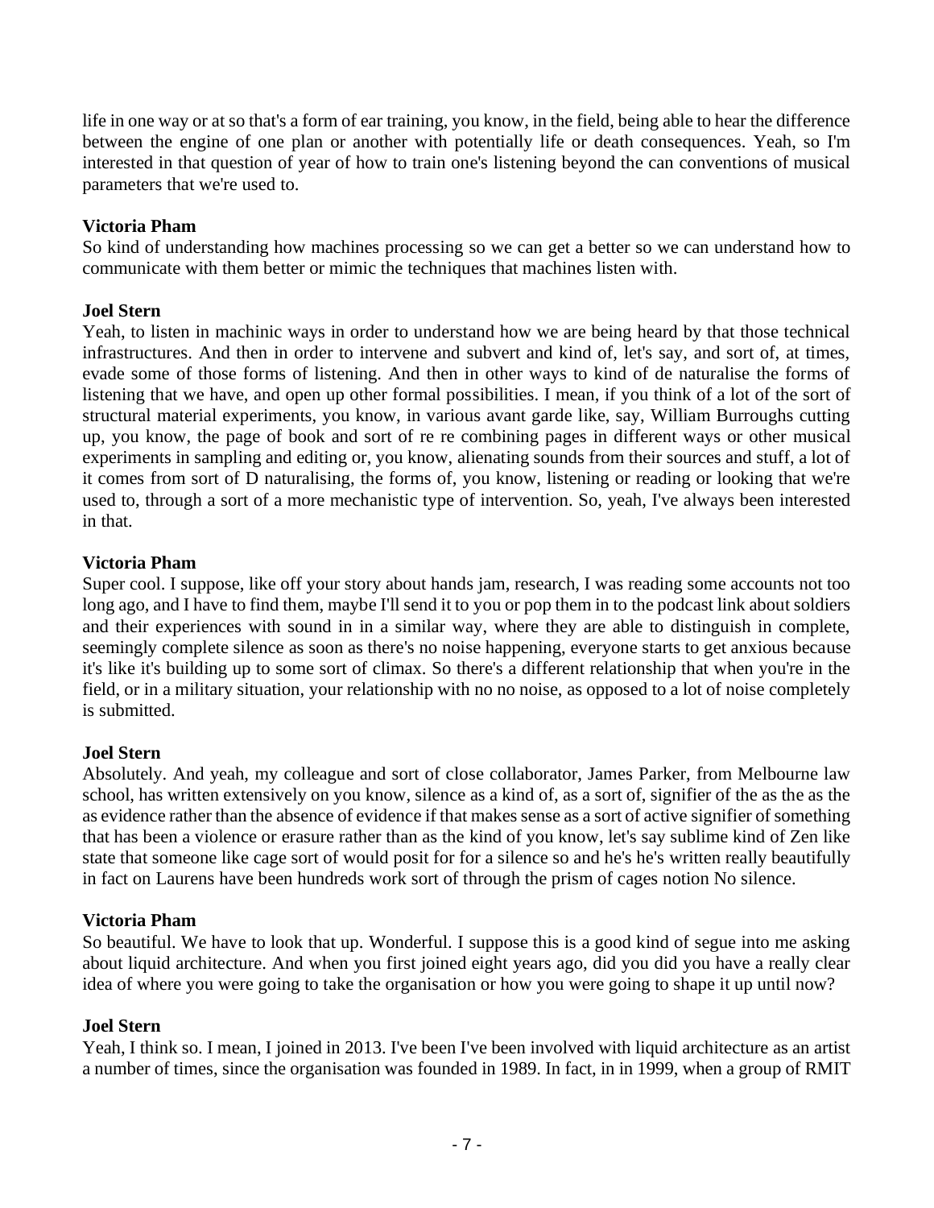life in one way or at so that's a form of ear training, you know, in the field, being able to hear the difference between the engine of one plan or another with potentially life or death consequences. Yeah, so I'm interested in that question of year of how to train one's listening beyond the can conventions of musical parameters that we're used to.

**Victoria Pham**
So kind of understanding how machines processing so we can get a better so we can understand how to communicate with them better or mimic the techniques that machines listen with.

**Joel Stern**
Yeah, to listen in machinic ways in order to understand how we are being heard by that those technical infrastructures. And then in order to intervene and subvert and kind of, let's say, and sort of, at times, evade some of those forms of listening. And then in other ways to kind of de naturalise the forms of listening that we have, and open up other formal possibilities. I mean, if you think of a lot of the sort of structural material experiments, you know, in various avant garde like, say, William Burroughs cutting up, you know, the page of book and sort of re re combining pages in different ways or other musical experiments in sampling and editing or, you know, alienating sounds from their sources and stuff, a lot of it comes from sort of D naturalising, the forms of, you know, listening or reading or looking that we're used to, through a sort of a more mechanistic type of intervention. So, yeah, I've always been interested in that.

**Victoria Pham**
Super cool. I suppose, like off your story about hands jam, research, I was reading some accounts not too long ago, and I have to find them, maybe I'll send it to you or pop them in to the podcast link about soldiers and their experiences with sound in in a similar way, where they are able to distinguish in complete, seemingly complete silence as soon as there's no noise happening, everyone starts to get anxious because it's like it's building up to some sort of climax. So there's a different relationship that when you're in the field, or in a military situation, your relationship with no no noise, as opposed to a lot of noise completely is submitted.

**Joel Stern**
Absolutely. And yeah, my colleague and sort of close collaborator, James Parker, from Melbourne law school, has written extensively on you know, silence as a kind of, as a sort of, signifier of the as the as the as evidence rather than the absence of evidence if that makes sense as a sort of active signifier of something that has been a violence or erasure rather than as the kind of you know, let's say sublime kind of Zen like state that someone like cage sort of would posit for for a silence so and he's he's written really beautifully in fact on Laurens have been hundreds work sort of through the prism of cages notion No silence.

**Victoria Pham**
So beautiful. We have to look that up. Wonderful. I suppose this is a good kind of segue into me asking about liquid architecture. And when you first joined eight years ago, did you did you have a really clear idea of where you were going to take the organisation or how you were going to shape it up until now?

**Joel Stern**
Yeah, I think so. I mean, I joined in 2013. I've been I've been involved with liquid architecture as an artist a number of times, since the organisation was founded in 1989. In fact, in in 1999, when a group of RMIT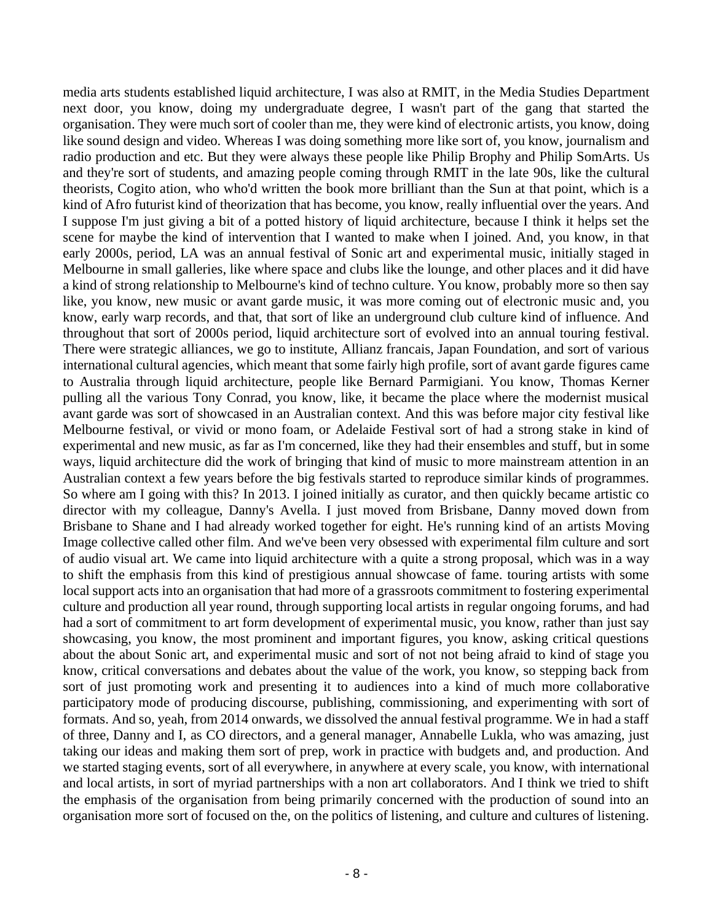media arts students established liquid architecture, I was also at RMIT, in the Media Studies Department next door, you know, doing my undergraduate degree, I wasn't part of the gang that started the organisation. They were much sort of cooler than me, they were kind of electronic artists, you know, doing like sound design and video. Whereas I was doing something more like sort of, you know, journalism and radio production and etc. But they were always these people like Philip Brophy and Philip SomArts. Us and they're sort of students, and amazing people coming through RMIT in the late 90s, like the cultural theorists, Cogito ation, who who'd written the book more brilliant than the Sun at that point, which is a kind of Afro futurist kind of theorization that has become, you know, really influential over the years. And I suppose I'm just giving a bit of a potted history of liquid architecture, because I think it helps set the scene for maybe the kind of intervention that I wanted to make when I joined. And, you know, in that early 2000s, period, LA was an annual festival of Sonic art and experimental music, initially staged in Melbourne in small galleries, like where space and clubs like the lounge, and other places and it did have a kind of strong relationship to Melbourne's kind of techno culture. You know, probably more so then say like, you know, new music or avant garde music, it was more coming out of electronic music and, you know, early warp records, and that, that sort of like an underground club culture kind of influence. And throughout that sort of 2000s period, liquid architecture sort of evolved into an annual touring festival. There were strategic alliances, we go to institute, Allianz francais, Japan Foundation, and sort of various international cultural agencies, which meant that some fairly high profile, sort of avant garde figures came to Australia through liquid architecture, people like Bernard Parmigiani. You know, Thomas Kerner pulling all the various Tony Conrad, you know, like, it became the place where the modernist musical avant garde was sort of showcased in an Australian context. And this was before major city festival like Melbourne festival, or vivid or mono foam, or Adelaide Festival sort of had a strong stake in kind of experimental and new music, as far as I'm concerned, like they had their ensembles and stuff, but in some ways, liquid architecture did the work of bringing that kind of music to more mainstream attention in an Australian context a few years before the big festivals started to reproduce similar kinds of programmes. So where am I going with this? In 2013. I joined initially as curator, and then quickly became artistic co director with my colleague, Danny's Avella. I just moved from Brisbane, Danny moved down from Brisbane to Shane and I had already worked together for eight. He's running kind of an artists Moving Image collective called other film. And we've been very obsessed with experimental film culture and sort of audio visual art. We came into liquid architecture with a quite a strong proposal, which was in a way to shift the emphasis from this kind of prestigious annual showcase of fame. touring artists with some local support acts into an organisation that had more of a grassroots commitment to fostering experimental culture and production all year round, through supporting local artists in regular ongoing forums, and had had a sort of commitment to art form development of experimental music, you know, rather than just say showcasing, you know, the most prominent and important figures, you know, asking critical questions about the about Sonic art, and experimental music and sort of not not being afraid to kind of stage you know, critical conversations and debates about the value of the work, you know, so stepping back from sort of just promoting work and presenting it to audiences into a kind of much more collaborative participatory mode of producing discourse, publishing, commissioning, and experimenting with sort of formats. And so, yeah, from 2014 onwards, we dissolved the annual festival programme. We in had a staff of three, Danny and I, as CO directors, and a general manager, Annabelle Lukla, who was amazing, just taking our ideas and making them sort of prep, work in practice with budgets and, and production. And we started staging events, sort of all everywhere, in anywhere at every scale, you know, with international and local artists, in sort of myriad partnerships with a non art collaborators. And I think we tried to shift the emphasis of the organisation from being primarily concerned with the production of sound into an organisation more sort of focused on the, on the politics of listening, and culture and cultures of listening.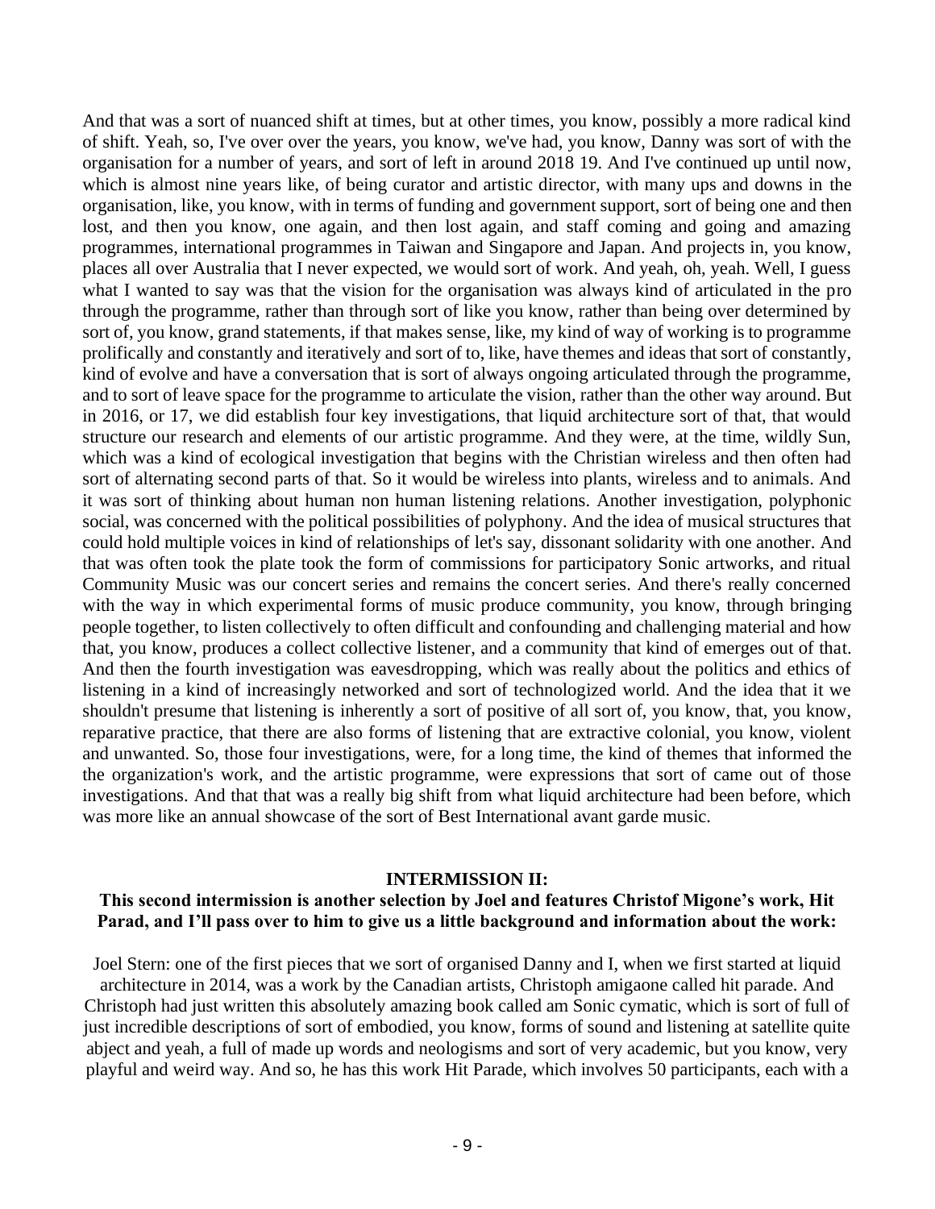And that was a sort of nuanced shift at times, but at other times, you know, possibly a more radical kind of shift. Yeah, so, I've over over the years, you know, we've had, you know, Danny was sort of with the organisation for a number of years, and sort of left in around 2018 19. And I've continued up until now, which is almost nine years like, of being curator and artistic director, with many ups and downs in the organisation, like, you know, with in terms of funding and government support, sort of being one and then lost, and then you know, one again, and then lost again, and staff coming and going and amazing programmes, international programmes in Taiwan and Singapore and Japan. And projects in, you know, places all over Australia that I never expected, we would sort of work. And yeah, oh, yeah. Well, I guess what I wanted to say was that the vision for the organisation was always kind of articulated in the pro through the programme, rather than through sort of like you know, rather than being over determined by sort of, you know, grand statements, if that makes sense, like, my kind of way of working is to programme prolifically and constantly and iteratively and sort of to, like, have themes and ideas that sort of constantly, kind of evolve and have a conversation that is sort of always ongoing articulated through the programme, and to sort of leave space for the programme to articulate the vision, rather than the other way around. But in 2016, or 17, we did establish four key investigations, that liquid architecture sort of that, that would structure our research and elements of our artistic programme. And they were, at the time, wildly Sun, which was a kind of ecological investigation that begins with the Christian wireless and then often had sort of alternating second parts of that. So it would be wireless into plants, wireless and to animals. And it was sort of thinking about human non human listening relations. Another investigation, polyphonic social, was concerned with the political possibilities of polyphony. And the idea of musical structures that could hold multiple voices in kind of relationships of let's say, dissonant solidarity with one another. And that was often took the plate took the form of commissions for participatory Sonic artworks, and ritual Community Music was our concert series and remains the concert series. And there's really concerned with the way in which experimental forms of music produce community, you know, through bringing people together, to listen collectively to often difficult and confounding and challenging material and how that, you know, produces a collect collective listener, and a community that kind of emerges out of that. And then the fourth investigation was eavesdropping, which was really about the politics and ethics of listening in a kind of increasingly networked and sort of technologized world. And the idea that it we shouldn't presume that listening is inherently a sort of positive of all sort of, you know, that, you know, reparative practice, that there are also forms of listening that are extractive colonial, you know, violent and unwanted. So, those four investigations, were, for a long time, the kind of themes that informed the the organization's work, and the artistic programme, were expressions that sort of came out of those investigations. And that that was a really big shift from what liquid architecture had been before, which was more like an annual showcase of the sort of Best International avant garde music.

**INTERMISSION II:**

**This second intermission is another selection by Joel and features Christof Migone's work, Hit Parad, and I'll pass over to him to give us a little background and information about the work:**

Joel Stern: one of the first pieces that we sort of organised Danny and I, when we first started at liquid architecture in 2014, was a work by the Canadian artists, Christoph amigaone called hit parade. And Christoph had just written this absolutely amazing book called am Sonic cymatic, which is sort of full of just incredible descriptions of sort of embodied, you know, forms of sound and listening at satellite quite abject and yeah, a full of made up words and neologisms and sort of very academic, but you know, very playful and weird way. And so, he has this work Hit Parade, which involves 50 participants, each with a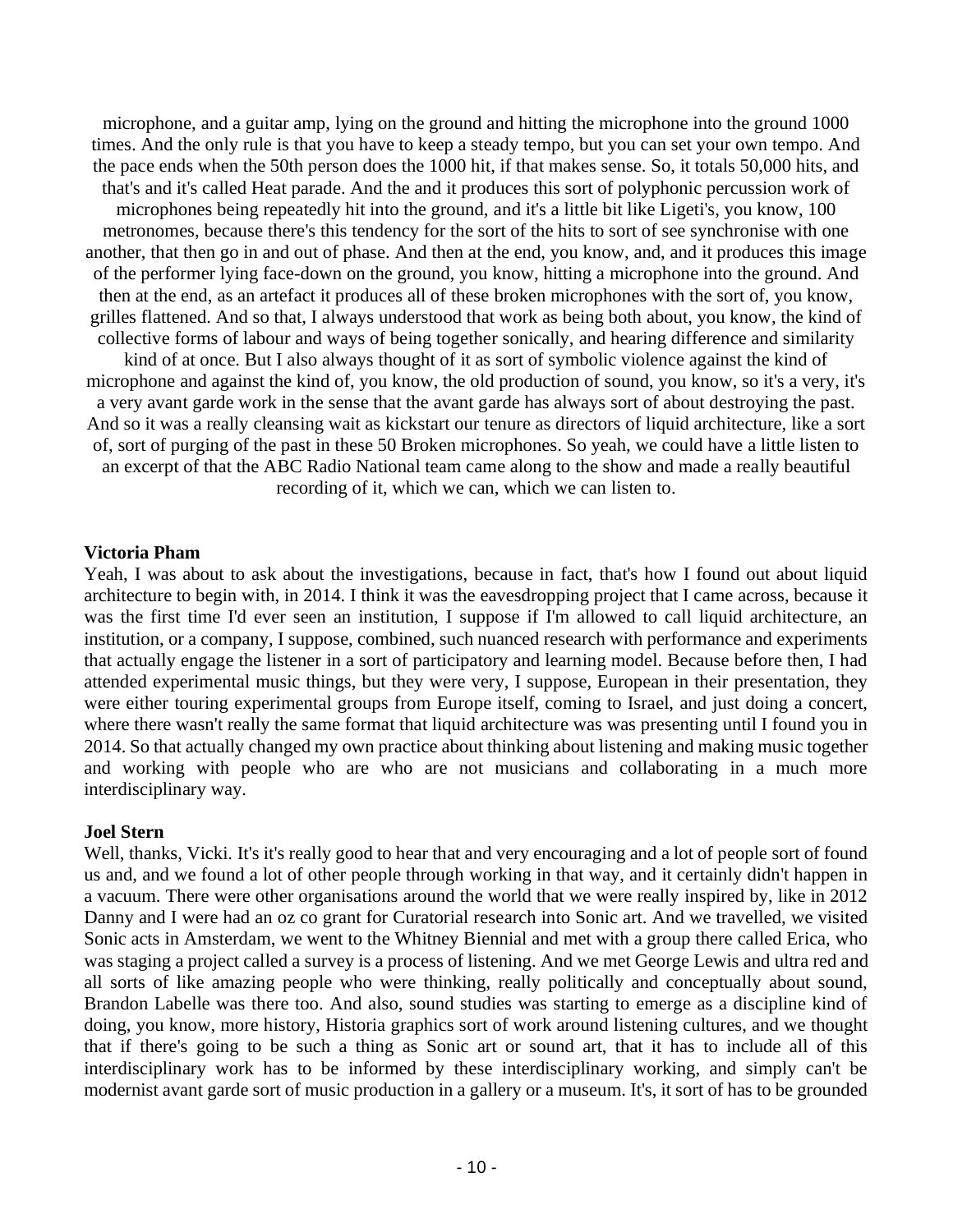microphone, and a guitar amp, lying on the ground and hitting the microphone into the ground 1000 times. And the only rule is that you have to keep a steady tempo, but you can set your own tempo. And the pace ends when the 50th person does the 1000 hit, if that makes sense. So, it totals 50,000 hits, and that's and it's called Heat parade. And the and it produces this sort of polyphonic percussion work of microphones being repeatedly hit into the ground, and it's a little bit like Ligeti's, you know, 100 metronomes, because there's this tendency for the sort of the hits to sort of see synchronise with one another, that then go in and out of phase. And then at the end, you know, and, and it produces this image of the performer lying face-down on the ground, you know, hitting a microphone into the ground. And then at the end, as an artefact it produces all of these broken microphones with the sort of, you know, grilles flattened. And so that, I always understood that work as being both about, you know, the kind of collective forms of labour and ways of being together sonically, and hearing difference and similarity kind of at once. But I also always thought of it as sort of symbolic violence against the kind of microphone and against the kind of, you know, the old production of sound, you know, so it's a very, it's a very avant garde work in the sense that the avant garde has always sort of about destroying the past. And so it was a really cleansing wait as kickstart our tenure as directors of liquid architecture, like a sort of, sort of purging of the past in these 50 Broken microphones. So yeah, we could have a little listen to an excerpt of that the ABC Radio National team came along to the show and made a really beautiful recording of it, which we can, which we can listen to.

**Victoria Pham**

Yeah, I was about to ask about the investigations, because in fact, that's how I found out about liquid architecture to begin with, in 2014. I think it was the eavesdropping project that I came across, because it was the first time I'd ever seen an institution, I suppose if I'm allowed to call liquid architecture, an institution, or a company, I suppose, combined, such nuanced research with performance and experiments that actually engage the listener in a sort of participatory and learning model. Because before then, I had attended experimental music things, but they were very, I suppose, European in their presentation, they were either touring experimental groups from Europe itself, coming to Israel, and just doing a concert, where there wasn't really the same format that liquid architecture was was presenting until I found you in 2014. So that actually changed my own practice about thinking about listening and making music together and working with people who are who are not musicians and collaborating in a much more interdisciplinary way.

**Joel Stern**

Well, thanks, Vicki. It's it's really good to hear that and very encouraging and a lot of people sort of found us and, and we found a lot of other people through working in that way, and it certainly didn't happen in a vacuum. There were other organisations around the world that we were really inspired by, like in 2012 Danny and I were had an oz co grant for Curatorial research into Sonic art. And we travelled, we visited Sonic acts in Amsterdam, we went to the Whitney Biennial and met with a group there called Erica, who was staging a project called a survey is a process of listening. And we met George Lewis and ultra red and all sorts of like amazing people who were thinking, really politically and conceptually about sound, Brandon Labelle was there too. And also, sound studies was starting to emerge as a discipline kind of doing, you know, more history, Historia graphics sort of work around listening cultures, and we thought that if there's going to be such a thing as Sonic art or sound art, that it has to include all of this interdisciplinary work has to be informed by these interdisciplinary working, and simply can't be modernist avant garde sort of music production in a gallery or a museum. It's, it sort of has to be grounded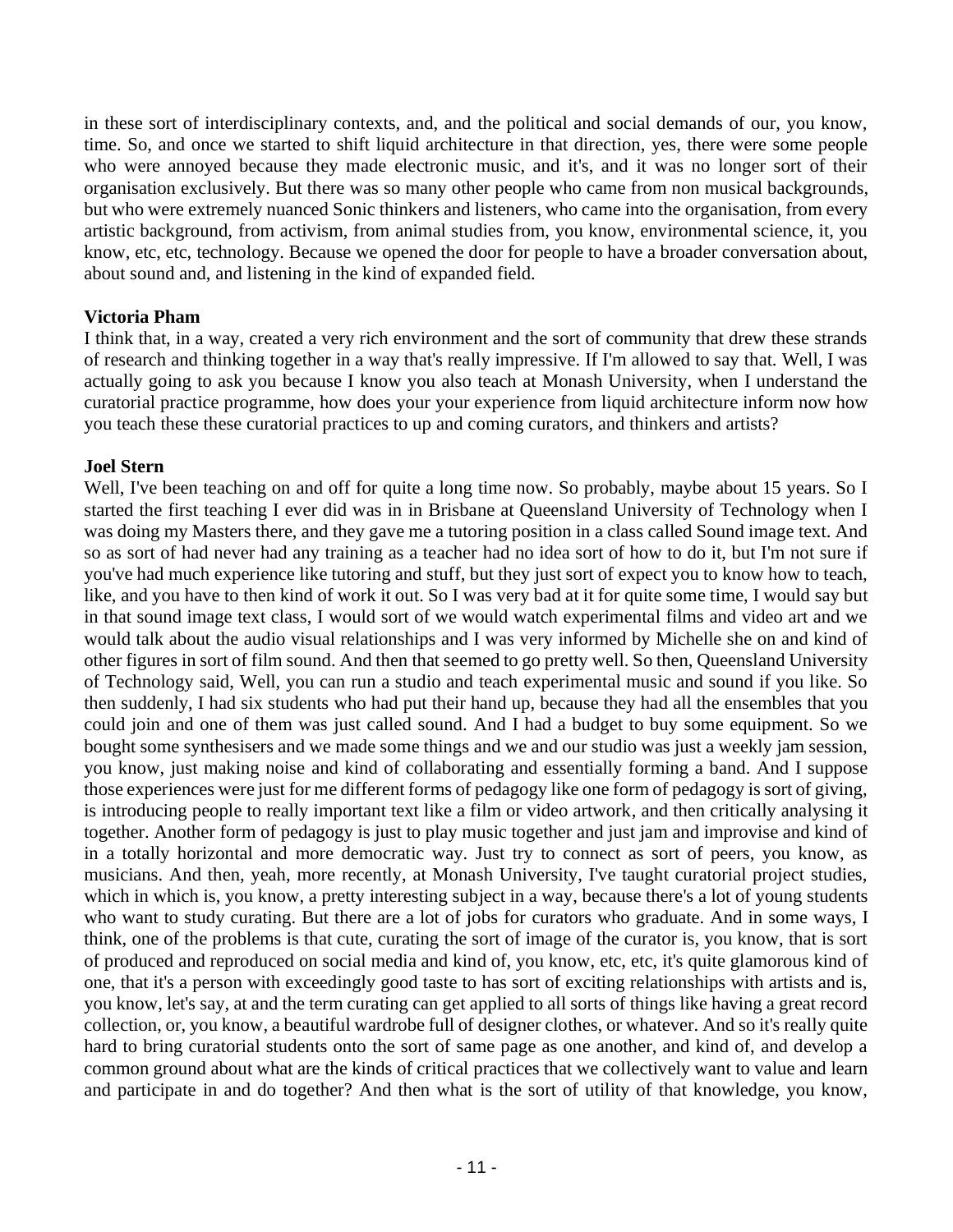in these sort of interdisciplinary contexts, and, and the political and social demands of our, you know, time. So, and once we started to shift liquid architecture in that direction, yes, there were some people who were annoyed because they made electronic music, and it's, and it was no longer sort of their organisation exclusively. But there was so many other people who came from non musical backgrounds, but who were extremely nuanced Sonic thinkers and listeners, who came into the organisation, from every artistic background, from activism, from animal studies from, you know, environmental science, it, you know, etc, etc, technology. Because we opened the door for people to have a broader conversation about, about sound and, and listening in the kind of expanded field.

**Victoria Pham**

I think that, in a way, created a very rich environment and the sort of community that drew these strands of research and thinking together in a way that's really impressive. If I'm allowed to say that. Well, I was actually going to ask you because I know you also teach at Monash University, when I understand the curatorial practice programme, how does your your experience from liquid architecture inform now how you teach these these curatorial practices to up and coming curators, and thinkers and artists?

**Joel Stern**

Well, I've been teaching on and off for quite a long time now. So probably, maybe about 15 years. So I started the first teaching I ever did was in in Brisbane at Queensland University of Technology when I was doing my Masters there, and they gave me a tutoring position in a class called Sound image text. And so as sort of had never had any training as a teacher had no idea sort of how to do it, but I'm not sure if you've had much experience like tutoring and stuff, but they just sort of expect you to know how to teach, like, and you have to then kind of work it out. So I was very bad at it for quite some time, I would say but in that sound image text class, I would sort of we would watch experimental films and video art and we would talk about the audio visual relationships and I was very informed by Michelle she on and kind of other figures in sort of film sound. And then that seemed to go pretty well. So then, Queensland University of Technology said, Well, you can run a studio and teach experimental music and sound if you like. So then suddenly, I had six students who had put their hand up, because they had all the ensembles that you could join and one of them was just called sound. And I had a budget to buy some equipment. So we bought some synthesisers and we made some things and we and our studio was just a weekly jam session, you know, just making noise and kind of collaborating and essentially forming a band. And I suppose those experiences were just for me different forms of pedagogy like one form of pedagogy is sort of giving, is introducing people to really important text like a film or video artwork, and then critically analysing it together. Another form of pedagogy is just to play music together and just jam and improvise and kind of in a totally horizontal and more democratic way. Just try to connect as sort of peers, you know, as musicians. And then, yeah, more recently, at Monash University, I've taught curatorial project studies, which in which is, you know, a pretty interesting subject in a way, because there's a lot of young students who want to study curating. But there are a lot of jobs for curators who graduate. And in some ways, I think, one of the problems is that cute, curating the sort of image of the curator is, you know, that is sort of produced and reproduced on social media and kind of, you know, etc, etc, it's quite glamorous kind of one, that it's a person with exceedingly good taste to has sort of exciting relationships with artists and is, you know, let's say, at and the term curating can get applied to all sorts of things like having a great record collection, or, you know, a beautiful wardrobe full of designer clothes, or whatever. And so it's really quite hard to bring curatorial students onto the sort of same page as one another, and kind of, and develop a common ground about what are the kinds of critical practices that we collectively want to value and learn and participate in and do together? And then what is the sort of utility of that knowledge, you know,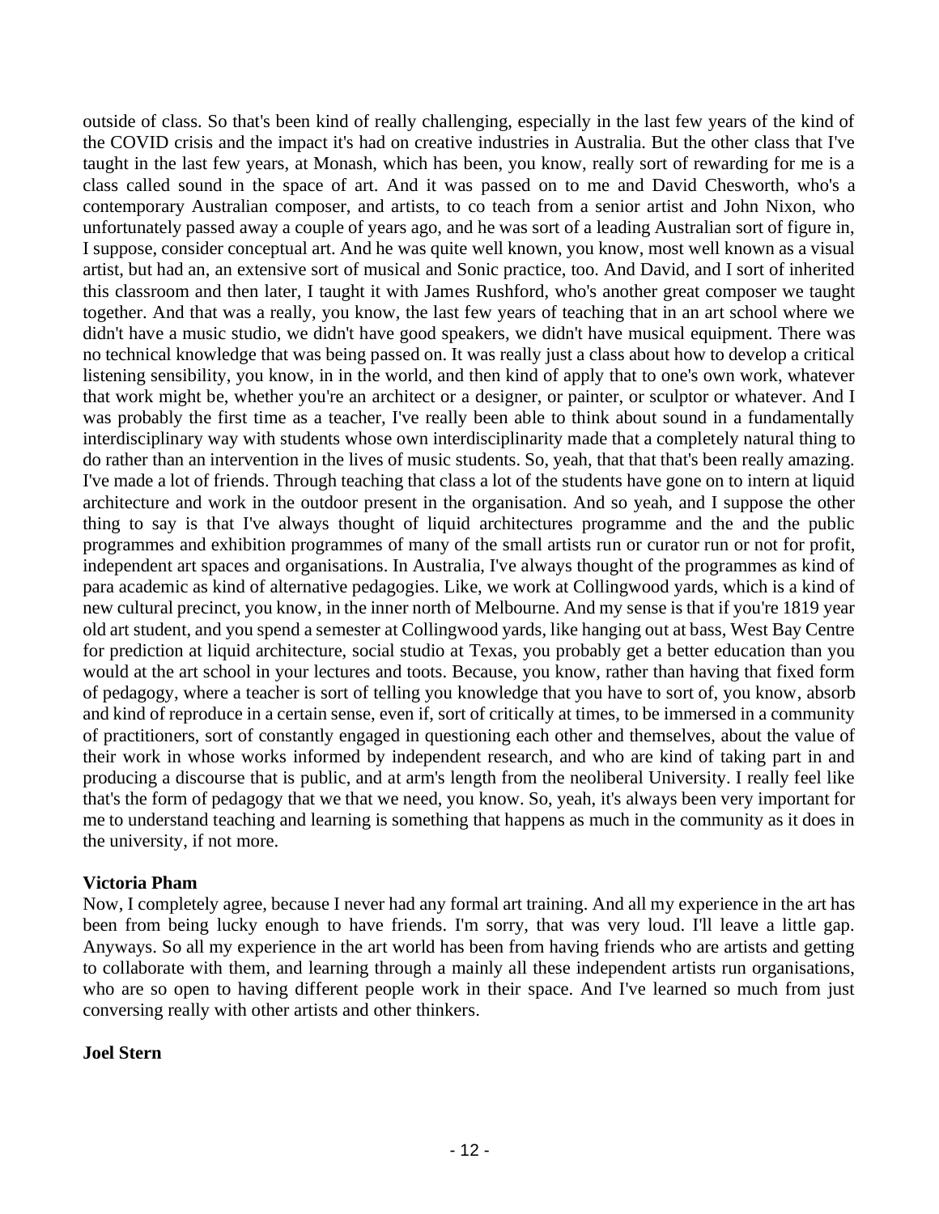outside of class. So that's been kind of really challenging, especially in the last few years of the kind of the COVID crisis and the impact it's had on creative industries in Australia. But the other class that I've taught in the last few years, at Monash, which has been, you know, really sort of rewarding for me is a class called sound in the space of art. And it was passed on to me and David Chesworth, who's a contemporary Australian composer, and artists, to co teach from a senior artist and John Nixon, who unfortunately passed away a couple of years ago, and he was sort of a leading Australian sort of figure in, I suppose, consider conceptual art. And he was quite well known, you know, most well known as a visual artist, but had an, an extensive sort of musical and Sonic practice, too. And David, and I sort of inherited this classroom and then later, I taught it with James Rushford, who's another great composer we taught together. And that was a really, you know, the last few years of teaching that in an art school where we didn't have a music studio, we didn't have good speakers, we didn't have musical equipment. There was no technical knowledge that was being passed on. It was really just a class about how to develop a critical listening sensibility, you know, in in the world, and then kind of apply that to one's own work, whatever that work might be, whether you're an architect or a designer, or painter, or sculptor or whatever. And I was probably the first time as a teacher, I've really been able to think about sound in a fundamentally interdisciplinary way with students whose own interdisciplinarity made that a completely natural thing to do rather than an intervention in the lives of music students. So, yeah, that that that's been really amazing. I've made a lot of friends. Through teaching that class a lot of the students have gone on to intern at liquid architecture and work in the outdoor present in the organisation. And so yeah, and I suppose the other thing to say is that I've always thought of liquid architectures programme and the and the public programmes and exhibition programmes of many of the small artists run or curator run or not for profit, independent art spaces and organisations. In Australia, I've always thought of the programmes as kind of para academic as kind of alternative pedagogies. Like, we work at Collingwood yards, which is a kind of new cultural precinct, you know, in the inner north of Melbourne. And my sense is that if you're 1819 year old art student, and you spend a semester at Collingwood yards, like hanging out at bass, West Bay Centre for prediction at liquid architecture, social studio at Texas, you probably get a better education than you would at the art school in your lectures and toots. Because, you know, rather than having that fixed form of pedagogy, where a teacher is sort of telling you knowledge that you have to sort of, you know, absorb and kind of reproduce in a certain sense, even if, sort of critically at times, to be immersed in a community of practitioners, sort of constantly engaged in questioning each other and themselves, about the value of their work in whose works informed by independent research, and who are kind of taking part in and producing a discourse that is public, and at arm's length from the neoliberal University. I really feel like that's the form of pedagogy that we that we need, you know. So, yeah, it's always been very important for me to understand teaching and learning is something that happens as much in the community as it does in the university, if not more.

**Victoria Pham**

Now, I completely agree, because I never had any formal art training. And all my experience in the art has been from being lucky enough to have friends. I'm sorry, that was very loud. I'll leave a little gap. Anyways. So all my experience in the art world has been from having friends who are artists and getting to collaborate with them, and learning through a mainly all these independent artists run organisations, who are so open to having different people work in their space. And I've learned so much from just conversing really with other artists and other thinkers.

**Joel Stern**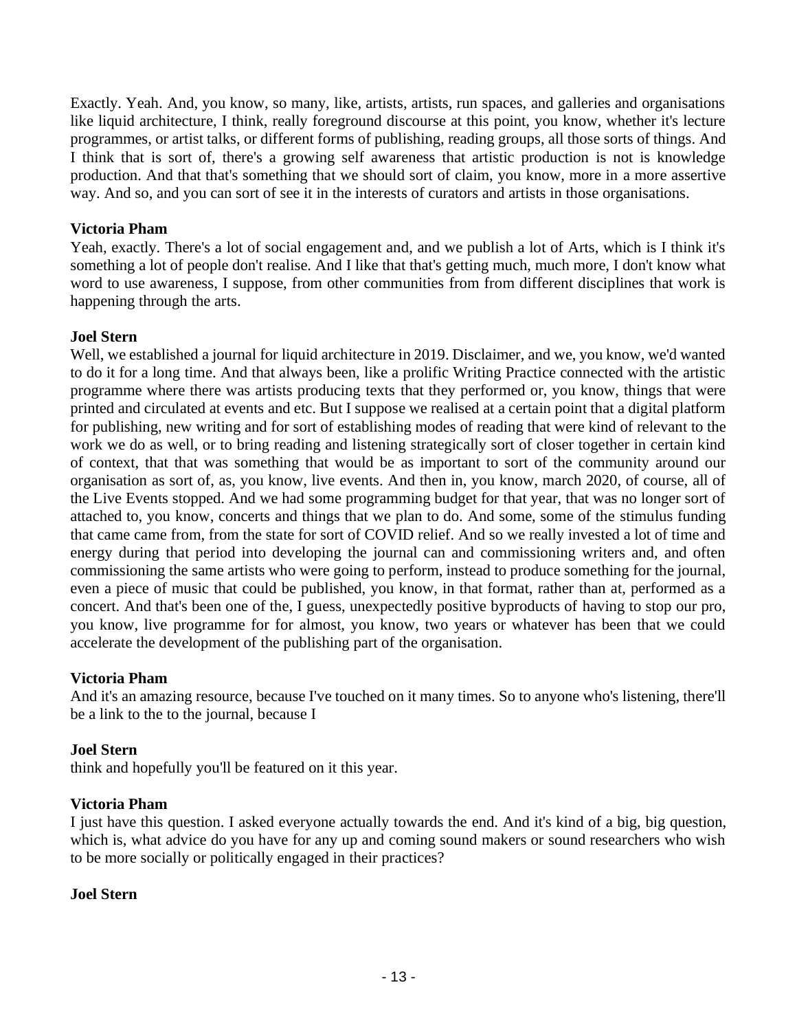Exactly. Yeah. And, you know, so many, like, artists, artists, run spaces, and galleries and organisations like liquid architecture, I think, really foreground discourse at this point, you know, whether it's lecture programmes, or artist talks, or different forms of publishing, reading groups, all those sorts of things. And I think that is sort of, there's a growing self awareness that artistic production is not is knowledge production. And that that's something that we should sort of claim, you know, more in a more assertive way. And so, and you can sort of see it in the interests of curators and artists in those organisations.

**Victoria Pham**
Yeah, exactly. There's a lot of social engagement and, and we publish a lot of Arts, which is I think it's something a lot of people don't realise. And I like that that's getting much, much more, I don't know what word to use awareness, I suppose, from other communities from from different disciplines that work is happening through the arts.

**Joel Stern**
Well, we established a journal for liquid architecture in 2019. Disclaimer, and we, you know, we'd wanted to do it for a long time. And that always been, like a prolific Writing Practice connected with the artistic programme where there was artists producing texts that they performed or, you know, things that were printed and circulated at events and etc. But I suppose we realised at a certain point that a digital platform for publishing, new writing and for sort of establishing modes of reading that were kind of relevant to the work we do as well, or to bring reading and listening strategically sort of closer together in certain kind of context, that that was something that would be as important to sort of the community around our organisation as sort of, as, you know, live events. And then in, you know, march 2020, of course, all of the Live Events stopped. And we had some programming budget for that year, that was no longer sort of attached to, you know, concerts and things that we plan to do. And some, some of the stimulus funding that came came from, from the state for sort of COVID relief. And so we really invested a lot of time and energy during that period into developing the journal can and commissioning writers and, and often commissioning the same artists who were going to perform, instead to produce something for the journal, even a piece of music that could be published, you know, in that format, rather than at, performed as a concert. And that's been one of the, I guess, unexpectedly positive byproducts of having to stop our pro, you know, live programme for for almost, you know, two years or whatever has been that we could accelerate the development of the publishing part of the organisation.

**Victoria Pham**
And it's an amazing resource, because I've touched on it many times. So to anyone who's listening, there'll be a link to the to the journal, because I

**Joel Stern**
think and hopefully you'll be featured on it this year.

**Victoria Pham**
I just have this question. I asked everyone actually towards the end. And it's kind of a big, big question, which is, what advice do you have for any up and coming sound makers or sound researchers who wish to be more socially or politically engaged in their practices?

**Joel Stern**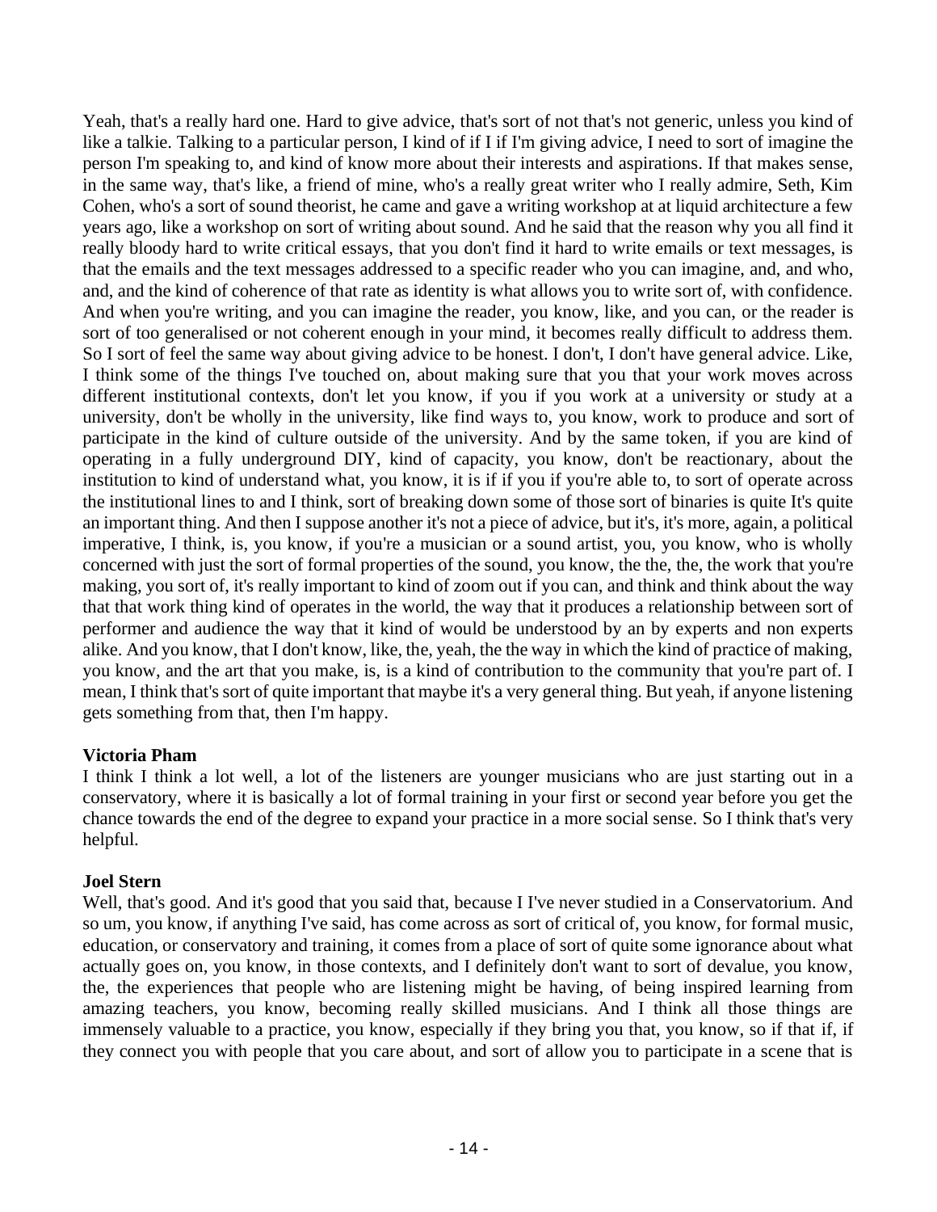Yeah, that's a really hard one. Hard to give advice, that's sort of not that's not generic, unless you kind of like a talkie. Talking to a particular person, I kind of if I if I'm giving advice, I need to sort of imagine the person I'm speaking to, and kind of know more about their interests and aspirations. If that makes sense, in the same way, that's like, a friend of mine, who's a really great writer who I really admire, Seth, Kim Cohen, who's a sort of sound theorist, he came and gave a writing workshop at at liquid architecture a few years ago, like a workshop on sort of writing about sound. And he said that the reason why you all find it really bloody hard to write critical essays, that you don't find it hard to write emails or text messages, is that the emails and the text messages addressed to a specific reader who you can imagine, and, and who, and, and the kind of coherence of that rate as identity is what allows you to write sort of, with confidence. And when you're writing, and you can imagine the reader, you know, like, and you can, or the reader is sort of too generalised or not coherent enough in your mind, it becomes really difficult to address them. So I sort of feel the same way about giving advice to be honest. I don't, I don't have general advice. Like, I think some of the things I've touched on, about making sure that you that your work moves across different institutional contexts, don't let you know, if you if you work at a university or study at a university, don't be wholly in the university, like find ways to, you know, work to produce and sort of participate in the kind of culture outside of the university. And by the same token, if you are kind of operating in a fully underground DIY, kind of capacity, you know, don't be reactionary, about the institution to kind of understand what, you know, it is if if you if you're able to, to sort of operate across the institutional lines to and I think, sort of breaking down some of those sort of binaries is quite It's quite an important thing. And then I suppose another it's not a piece of advice, but it's, it's more, again, a political imperative, I think, is, you know, if you're a musician or a sound artist, you, you know, who is wholly concerned with just the sort of formal properties of the sound, you know, the the, the, the work that you're making, you sort of, it's really important to kind of zoom out if you can, and think and think about the way that that work thing kind of operates in the world, the way that it produces a relationship between sort of performer and audience the way that it kind of would be understood by an by experts and non experts alike. And you know, that I don't know, like, the, yeah, the the way in which the kind of practice of making, you know, and the art that you make, is, is a kind of contribution to the community that you're part of. I mean, I think that's sort of quite important that maybe it's a very general thing. But yeah, if anyone listening gets something from that, then I'm happy.

**Victoria Pham**
I think I think a lot well, a lot of the listeners are younger musicians who are just starting out in a conservatory, where it is basically a lot of formal training in your first or second year before you get the chance towards the end of the degree to expand your practice in a more social sense. So I think that's very helpful.

**Joel Stern**
Well, that's good. And it's good that you said that, because I I've never studied in a Conservatorium. And so um, you know, if anything I've said, has come across as sort of critical of, you know, for formal music, education, or conservatory and training, it comes from a place of sort of quite some ignorance about what actually goes on, you know, in those contexts, and I definitely don't want to sort of devalue, you know, the, the experiences that people who are listening might be having, of being inspired learning from amazing teachers, you know, becoming really skilled musicians. And I think all those things are immensely valuable to a practice, you know, especially if they bring you that, you know, so if that if, if they connect you with people that you care about, and sort of allow you to participate in a scene that is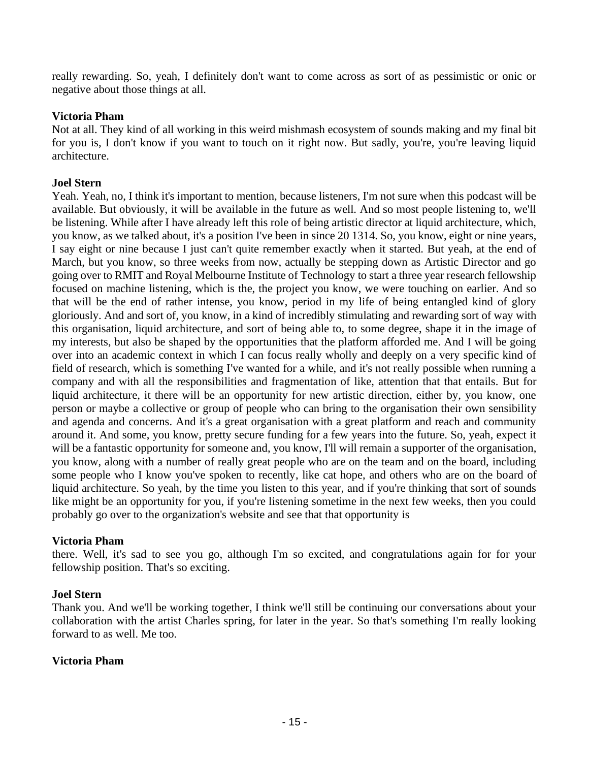really rewarding. So, yeah, I definitely don't want to come across as sort of as pessimistic or onic or negative about those things at all.

**Victoria Pham**
Not at all. They kind of all working in this weird mishmash ecosystem of sounds making and my final bit for you is, I don't know if you want to touch on it right now. But sadly, you're, you're leaving liquid architecture.

**Joel Stern**
Yeah. Yeah, no, I think it's important to mention, because listeners, I'm not sure when this podcast will be available. But obviously, it will be available in the future as well. And so most people listening to, we'll be listening. While after I have already left this role of being artistic director at liquid architecture, which, you know, as we talked about, it's a position I've been in since 20 1314. So, you know, eight or nine years, I say eight or nine because I just can't quite remember exactly when it started. But yeah, at the end of March, but you know, so three weeks from now, actually be stepping down as Artistic Director and go going over to RMIT and Royal Melbourne Institute of Technology to start a three year research fellowship focused on machine listening, which is the, the project you know, we were touching on earlier. And so that will be the end of rather intense, you know, period in my life of being entangled kind of glory gloriously. And and sort of, you know, in a kind of incredibly stimulating and rewarding sort of way with this organisation, liquid architecture, and sort of being able to, to some degree, shape it in the image of my interests, but also be shaped by the opportunities that the platform afforded me. And I will be going over into an academic context in which I can focus really wholly and deeply on a very specific kind of field of research, which is something I've wanted for a while, and it's not really possible when running a company and with all the responsibilities and fragmentation of like, attention that that entails. But for liquid architecture, it there will be an opportunity for new artistic direction, either by, you know, one person or maybe a collective or group of people who can bring to the organisation their own sensibility and agenda and concerns. And it's a great organisation with a great platform and reach and community around it. And some, you know, pretty secure funding for a few years into the future. So, yeah, expect it will be a fantastic opportunity for someone and, you know, I'll will remain a supporter of the organisation, you know, along with a number of really great people who are on the team and on the board, including some people who I know you've spoken to recently, like cat hope, and others who are on the board of liquid architecture. So yeah, by the time you listen to this year, and if you're thinking that sort of sounds like might be an opportunity for you, if you're listening sometime in the next few weeks, then you could probably go over to the organization's website and see that that opportunity is

**Victoria Pham**
there. Well, it's sad to see you go, although I'm so excited, and congratulations again for for your fellowship position. That's so exciting.

**Joel Stern**
Thank you. And we'll be working together, I think we'll still be continuing our conversations about your collaboration with the artist Charles spring, for later in the year. So that's something I'm really looking forward to as well. Me too.

**Victoria Pham**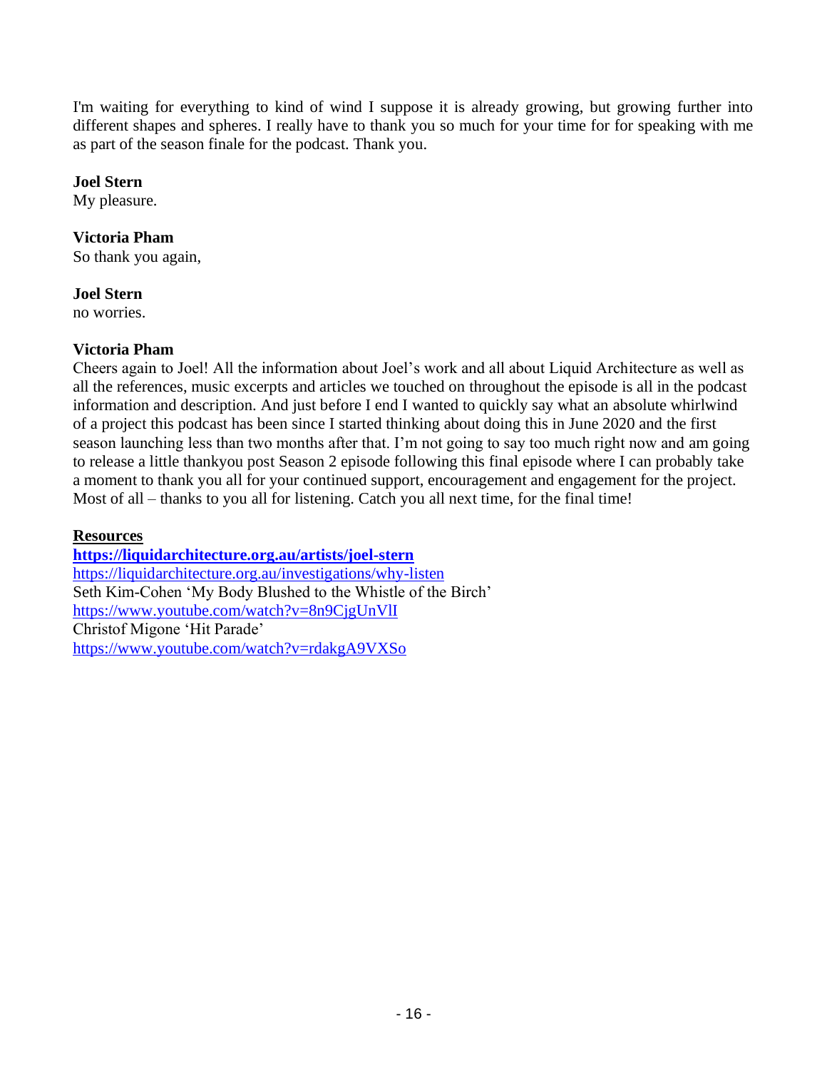I'm waiting for everything to kind of wind I suppose it is already growing, but growing further into different shapes and spheres. I really have to thank you so much for your time for for speaking with me as part of the season finale for the podcast. Thank you.

**Joel Stern**
My pleasure.

**Victoria Pham**
So thank you again,

**Joel Stern**
no worries.

**Victoria Pham**
Cheers again to Joel! All the information about Joel's work and all about Liquid Architecture as well as all the references, music excerpts and articles we touched on throughout the episode is all in the podcast information and description. And just before I end I wanted to quickly say what an absolute whirlwind of a project this podcast has been since I started thinking about doing this in June 2020 and the first season launching less than two months after that. I'm not going to say too much right now and am going to release a little thankyou post Season 2 episode following this final episode where I can probably take a moment to thank you all for your continued support, encouragement and engagement for the project. Most of all – thanks to you all for listening. Catch you all next time, for the final time!

**Resources**
**https://liquidarchitecture.org.au/artists/joel-stern**
https://liquidarchitecture.org.au/investigations/why-listen
Seth Kim-Cohen 'My Body Blushed to the Whistle of the Birch'
https://www.youtube.com/watch?v=8n9CjgUnVlI
Christof Migone 'Hit Parade'
https://www.youtube.com/watch?v=rdakgA9VXSo